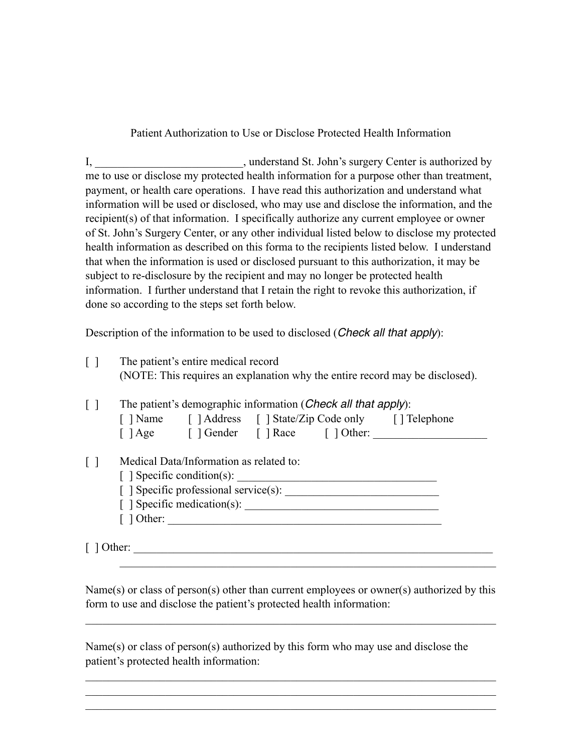# Patient Authorization to Use or Disclose Protected Health Information

I, _________________________, understand St. John's surgery Center is authorized by me to use or disclose my protected health information for a purpose other than treatment, payment, or health care operations. I have read this authorization and understand what information will be used or disclosed, who may use and disclose the information, and the recipient(s) of that information. I specifically authorize any current employee or owner of St. John's Surgery Center, or any other individual listed below to disclose my protected health information as described on this forma to the recipients listed below. I understand that when the information is used or disclosed pursuant to this authorization, it may be subject to re-disclosure by the recipient and may no longer be protected health information. I further understand that I retain the right to revoke this authorization, if done so according to the steps set forth below.

Description of the information to be used to disclosed (*Check all that apply*):

[ ] The patient's entire medical record
(NOTE: This requires an explanation why the entire record may be disclosed).

[ ] The patient's demographic information (*Check all that apply*):
[ ] Name [ ] Address [ ] State/Zip Code only [ ] Telephone
[ ] Age [ ] Gender [ ] Race [ ] Other: ____________________

[ ] Medical Data/Information as related to:
[ ] Specific condition(s): ___________________________________
[ ] Specific professional service(s): ___________________________
[ ] Specific medication(s): __________________________________
[ ] Other: _________________________________________________

[ ] Other: __________________________________________________________________
__________________________________________________________________

Name(s) or class of person(s) other than current employees or owner(s) authorized by this form to use and disclose the patient's protected health information:

__________________________________________________________________________

Name(s) or class of person(s) authorized by this form who may use and disclose the patient's protected health information:

__________________________________________________________________________
__________________________________________________________________________
__________________________________________________________________________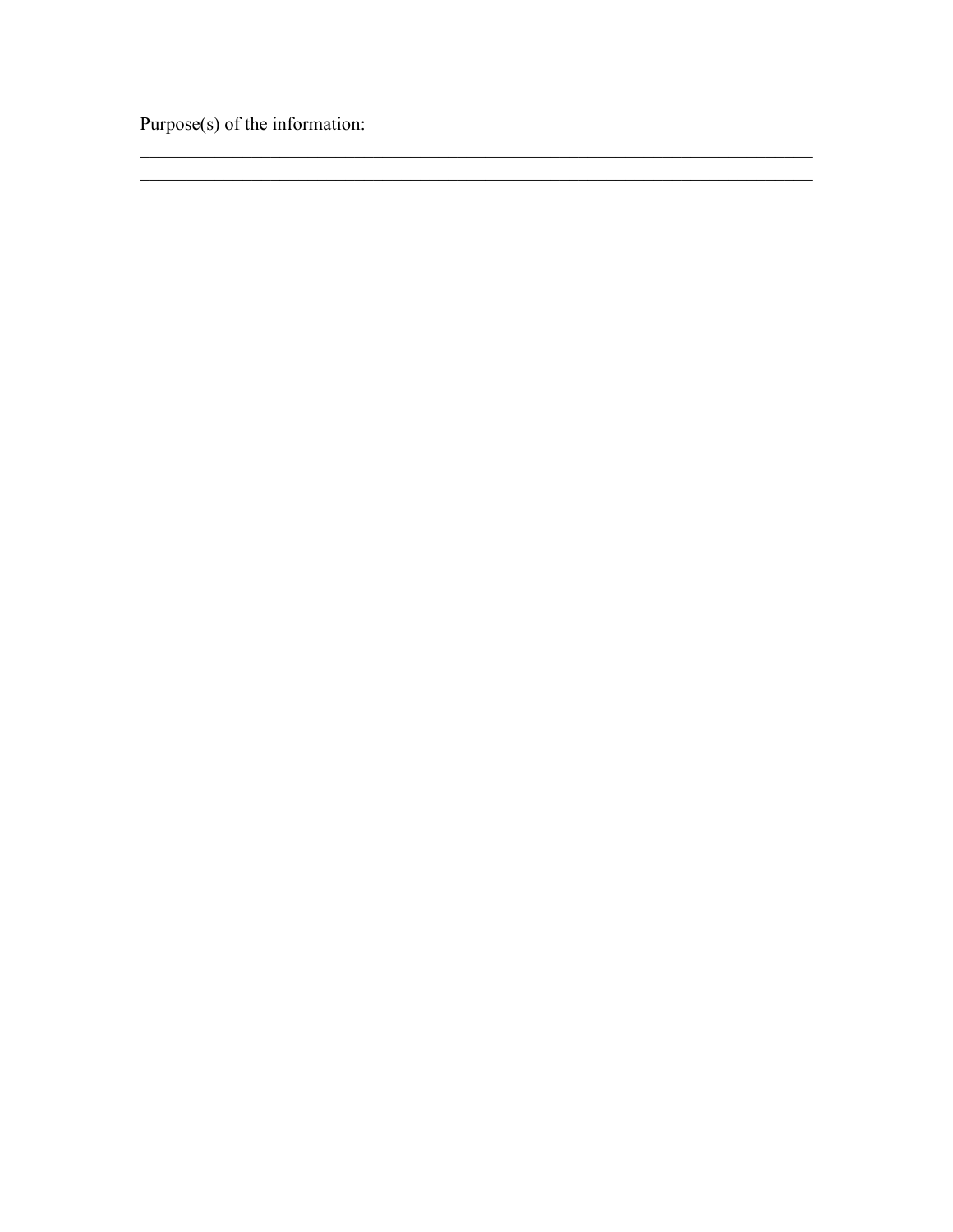Purpose(s) of the information:

______________________________________________________________________________
______________________________________________________________________________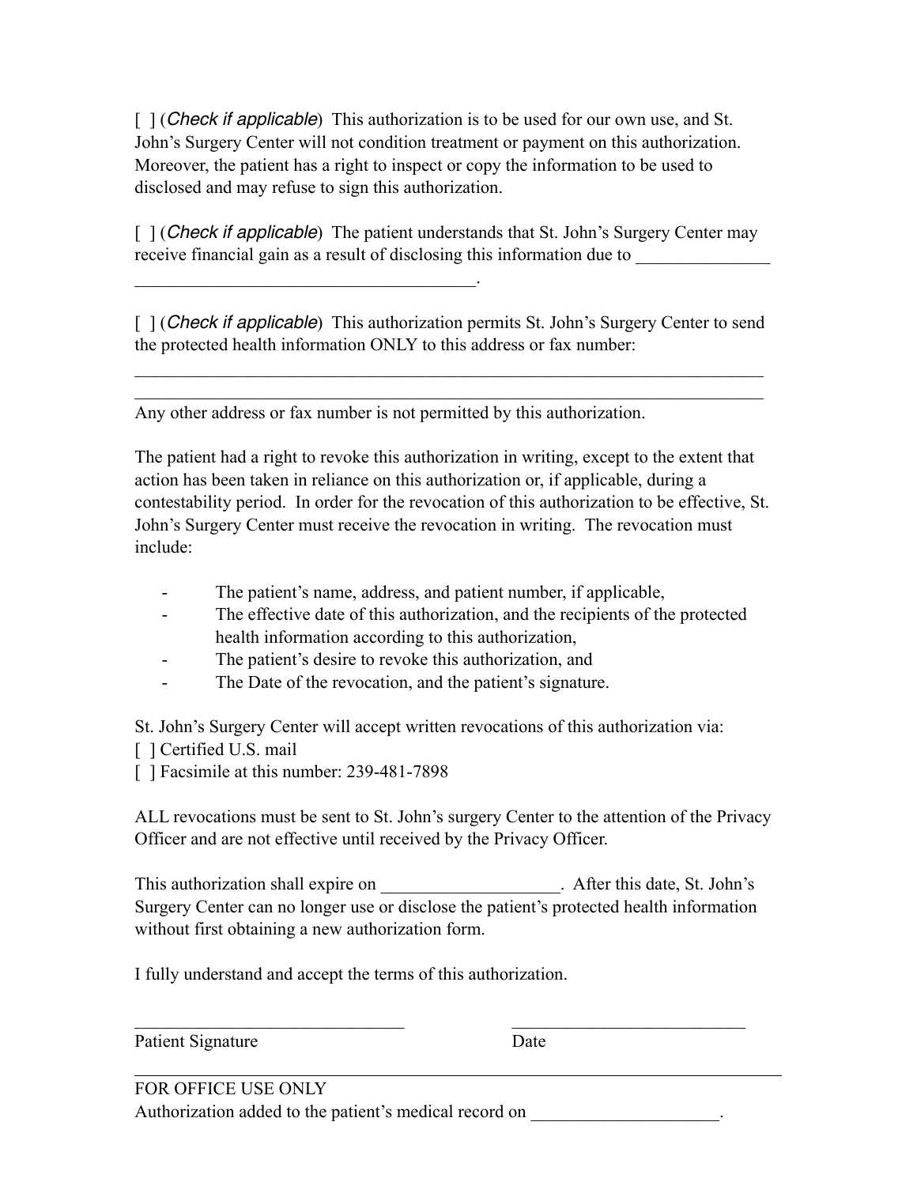[ ] (*Check if applicable*) This authorization is to be used for our own use, and St. John's Surgery Center will not condition treatment or payment on this authorization. Moreover, the patient has a right to inspect or copy the information to be used to disclosed and may refuse to sign this authorization.

[ ] (*Check if applicable*) The patient understands that St. John's Surgery Center may receive financial gain as a result of disclosing this information due to _______________ ______________________________________.

[ ] (*Check if applicable*) This authorization permits St. John's Surgery Center to send the protected health information ONLY to this address or fax number:

________________________________________________________________________
________________________________________________________________________

Any other address or fax number is not permitted by this authorization.

The patient had a right to revoke this authorization in writing, except to the extent that action has been taken in reliance on this authorization or, if applicable, during a contestability period. In order for the revocation of this authorization to be effective, St. John's Surgery Center must receive the revocation in writing. The revocation must include:

- The patient's name, address, and patient number, if applicable,
- The effective date of this authorization, and the recipients of the protected health information according to this authorization,
- The patient's desire to revoke this authorization, and
- The Date of the revocation, and the patient's signature.

St. John's Surgery Center will accept written revocations of this authorization via:
[ ] Certified U.S. mail
[ ] Facsimile at this number: 239-481-7898

ALL revocations must be sent to St. John's surgery Center to the attention of the Privacy Officer and are not effective until received by the Privacy Officer.

This authorization shall expire on ____________________. After this date, St. John's Surgery Center can no longer use or disclose the patient's protected health information without first obtaining a new authorization form.

I fully understand and accept the terms of this authorization.

_______________________________ ___________________________
Patient Signature Date

FOR OFFICE USE ONLY
Authorization added to the patient's medical record on _____________________.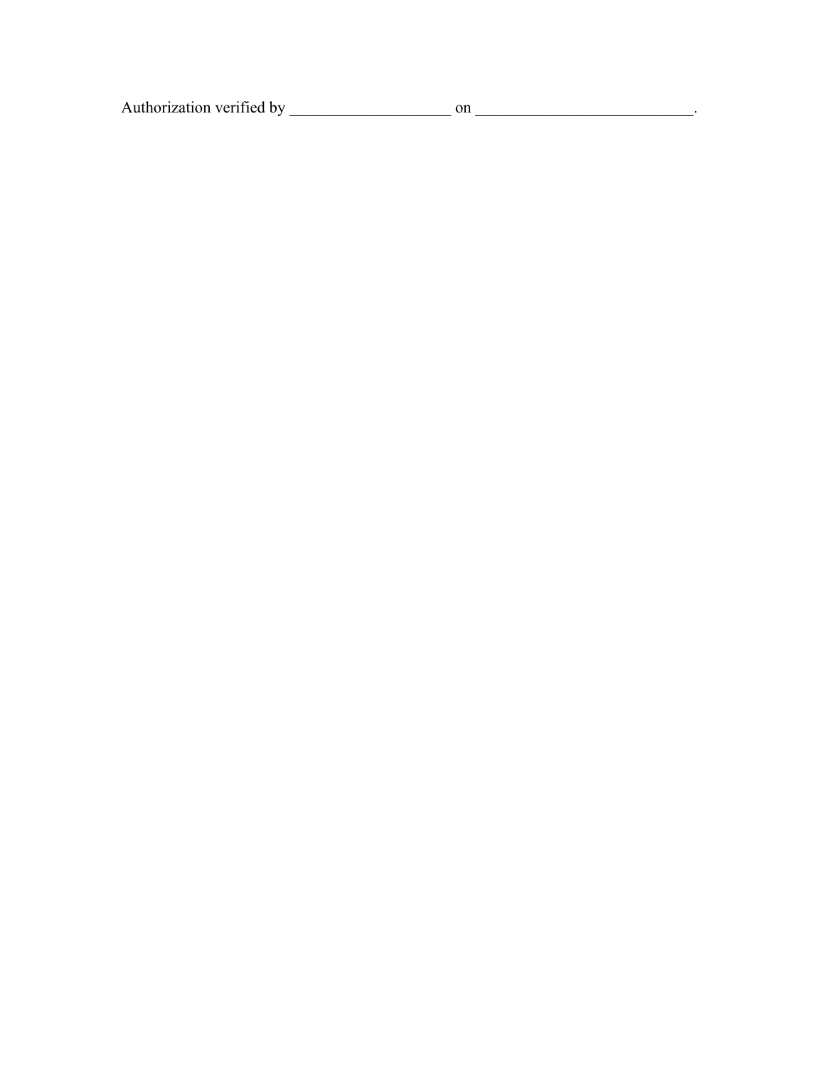Authorization verified by ____________________ on __________________________.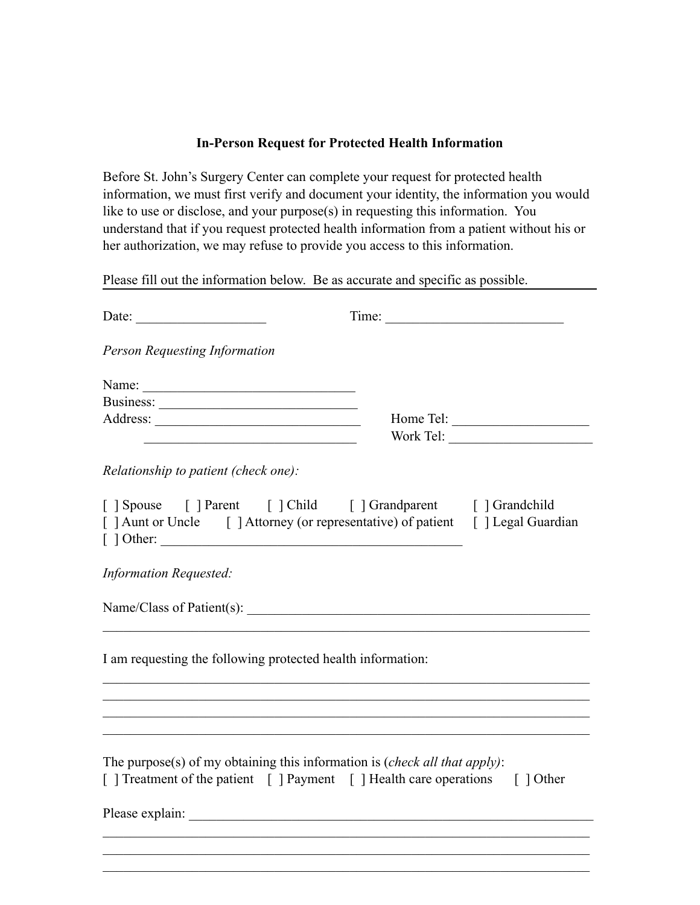**In-Person Request for Protected Health Information**

Before St. John's Surgery Center can complete your request for protected health information, we must first verify and document your identity, the information you would like to use or disclose, and your purpose(s) in requesting this information. You understand that if you request protected health information from a patient without his or her authorization, we may refuse to provide you access to this information.

Please fill out the information below. Be as accurate and specific as possible.

---

Date: ___________________ Time: __________________________

*Person Requesting Information*

Name: _______________________________

Business: _____________________________

Address: ______________________________ Home Tel: ____________________

_______________________________ Work Tel: _____________________

*Relationship to patient (check one):*

[ ] Spouse [ ] Parent [ ] Child [ ] Grandparent [ ] Grandchild

[ ] Aunt or Uncle [ ] Attorney (or representative) of patient [ ] Legal Guardian

[ ] Other: _____________________________________________

*Information Requested:*

Name/Class of Patient(s): ____________________________________________________

_________________________________________________________________________

I am requesting the following protected health information:

_________________________________________________________________________

_________________________________________________________________________

_________________________________________________________________________

_________________________________________________________________________

The purpose(s) of my obtaining this information is (*check all that apply)*:

[ ] Treatment of the patient [ ] Payment [ ] Health care operations [ ] Other

Please explain: ____________________________________________________________

_________________________________________________________________________

_________________________________________________________________________

_________________________________________________________________________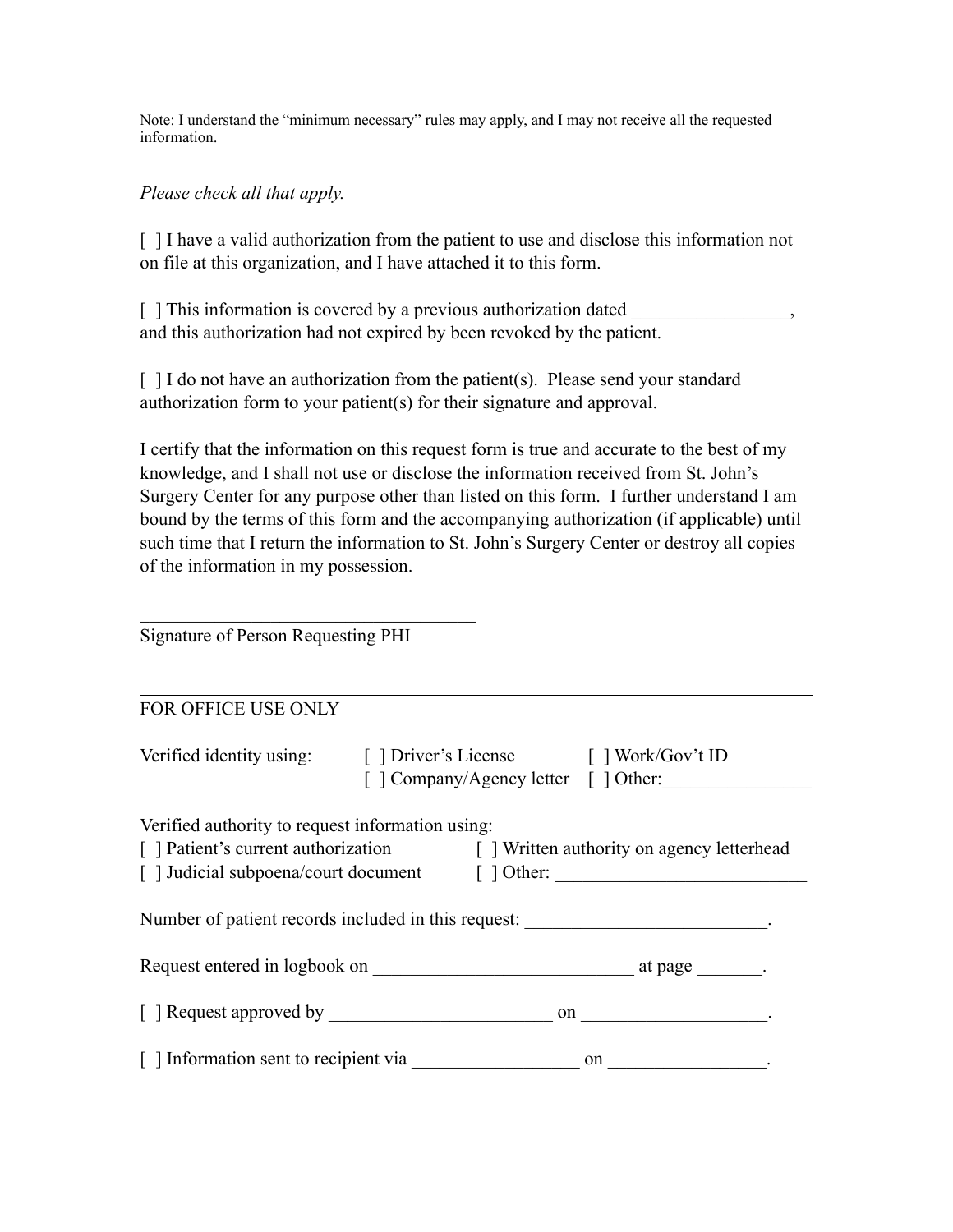Note: I understand the "minimum necessary" rules may apply, and I may not receive all the requested information.

*Please check all that apply.*

[ ] I have a valid authorization from the patient to use and disclose this information not on file at this organization, and I have attached it to this form.

[ ] This information is covered by a previous authorization dated _________________, and this authorization had not expired by been revoked by the patient.

[ ] I do not have an authorization from the patient(s). Please send your standard authorization form to your patient(s) for their signature and approval.

I certify that the information on this request form is true and accurate to the best of my knowledge, and I shall not use or disclose the information received from St. John's Surgery Center for any purpose other than listed on this form. I further understand I am bound by the terms of this form and the accompanying authorization (if applicable) until such time that I return the information to St. John's Surgery Center or destroy all copies of the information in my possession.

_____________________________________
Signature of Person Requesting PHI

---

FOR OFFICE USE ONLY

Verified identity using: [ ] Driver's License [ ] Work/Gov't ID
[ ] Company/Agency letter [ ] Other:________________

Verified authority to request information using:
[ ] Patient's current authorization [ ] Written authority on agency letterhead
[ ] Judicial subpoena/court document [ ] Other: ___________________________

Number of patient records included in this request: __________________________.

Request entered in logbook on ____________________________ at page _______.

[ ] Request approved by ________________________ on ___________________.

[ ] Information sent to recipient via __________________ on _________________.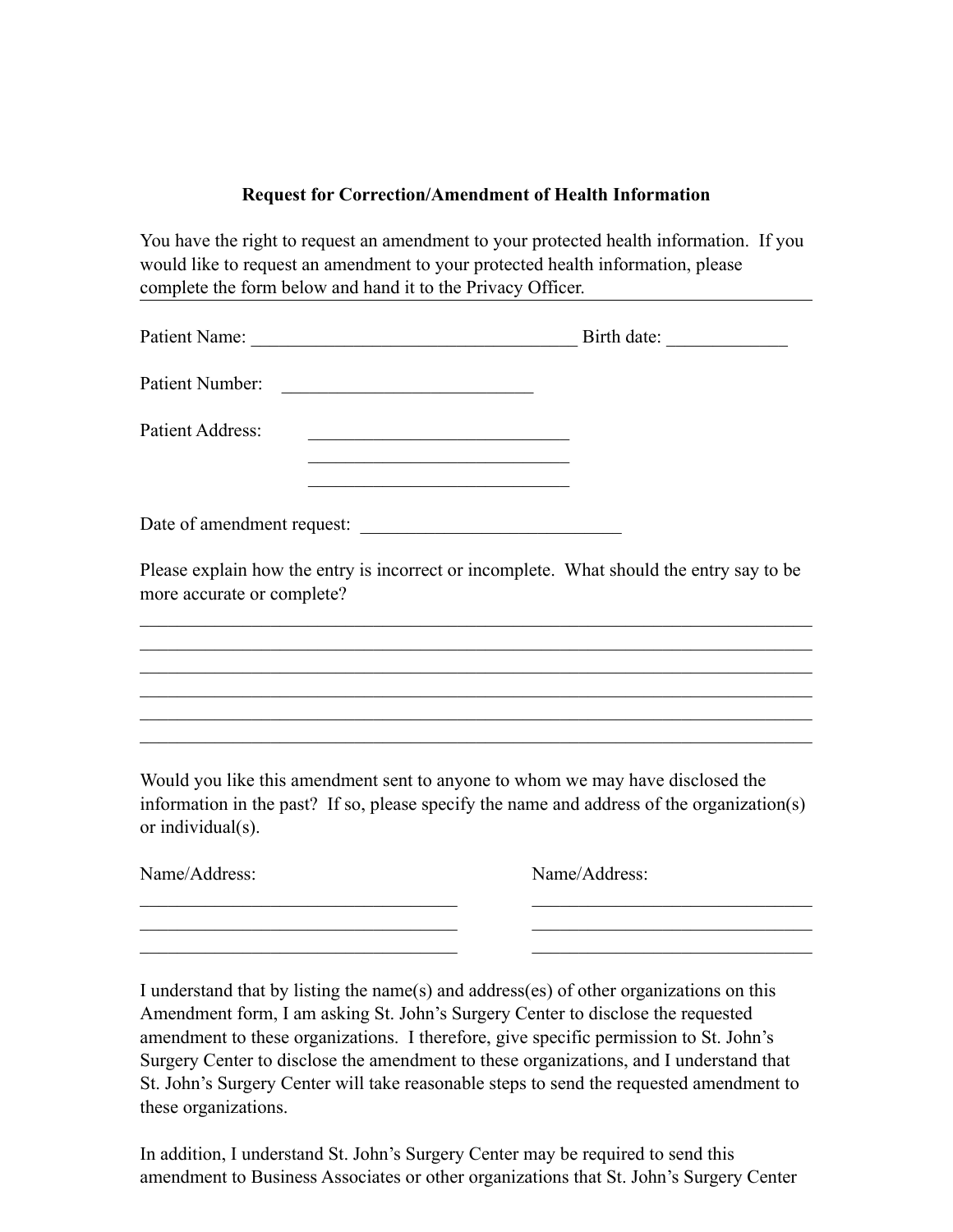**Request for Correction/Amendment of Health Information**

You have the right to request an amendment to your protected health information. If you would like to request an amendment to your protected health information, please complete the form below and hand it to the Privacy Officer.

---

Patient Name: ___________________________________ Birth date: _____________

Patient Number: ___________________________

Patient Address: ____________________________
____________________________
____________________________

Date of amendment request: ____________________________

Please explain how the entry is incorrect or incomplete. What should the entry say to be more accurate or complete?

___________________________________________________________________________
___________________________________________________________________________
___________________________________________________________________________
___________________________________________________________________________
___________________________________________________________________________
___________________________________________________________________________

Would you like this amendment sent to anyone to whom we may have disclosed the information in the past? If so, please specify the name and address of the organization(s) or individual(s).

Name/Address:
__________________________________
__________________________________
__________________________________

Name/Address:
______________________________
______________________________
______________________________

I understand that by listing the name(s) and address(es) of other organizations on this Amendment form, I am asking St. John's Surgery Center to disclose the requested amendment to these organizations. I therefore, give specific permission to St. John's Surgery Center to disclose the amendment to these organizations, and I understand that St. John's Surgery Center will take reasonable steps to send the requested amendment to these organizations.

In addition, I understand St. John's Surgery Center may be required to send this amendment to Business Associates or other organizations that St. John's Surgery Center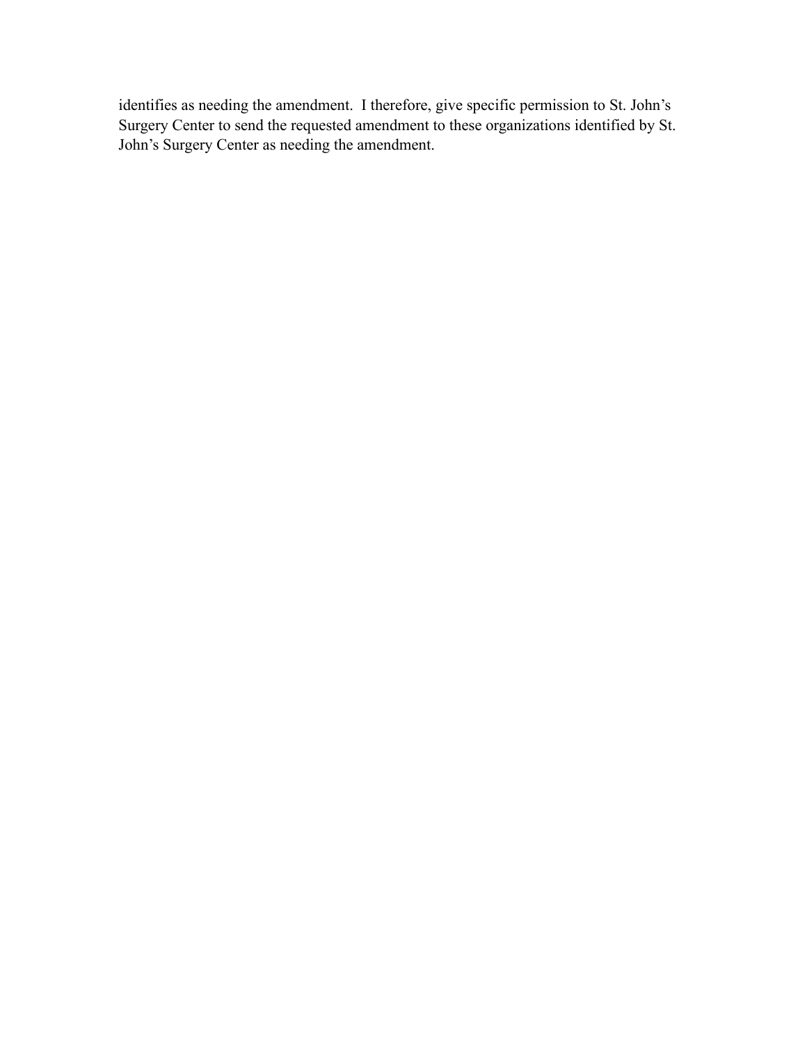identifies as needing the amendment. I therefore, give specific permission to St. John's Surgery Center to send the requested amendment to these organizations identified by St. John's Surgery Center as needing the amendment.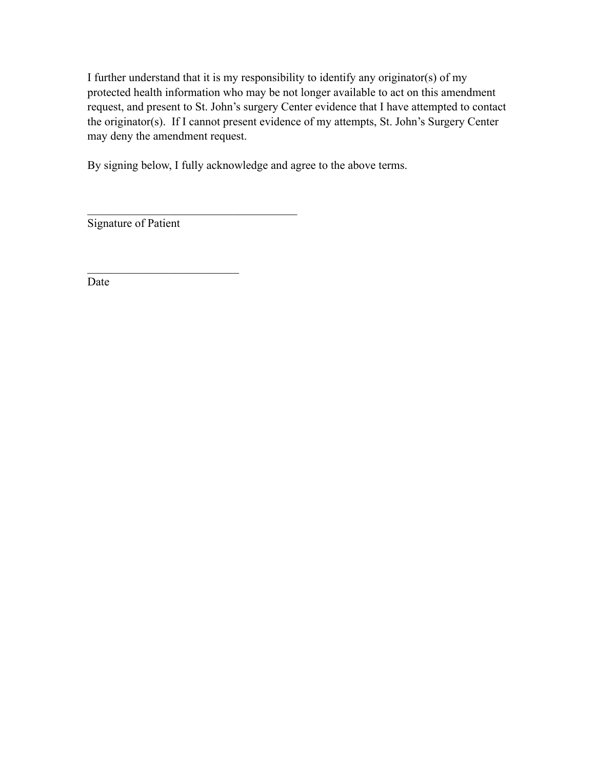I further understand that it is my responsibility to identify any originator(s) of my protected health information who may be not longer available to act on this amendment request, and present to St. John's surgery Center evidence that I have attempted to contact the originator(s). If I cannot present evidence of my attempts, St. John's Surgery Center may deny the amendment request.

By signing below, I fully acknowledge and agree to the above terms.

_____________________________________
Signature of Patient

___________________________
Date